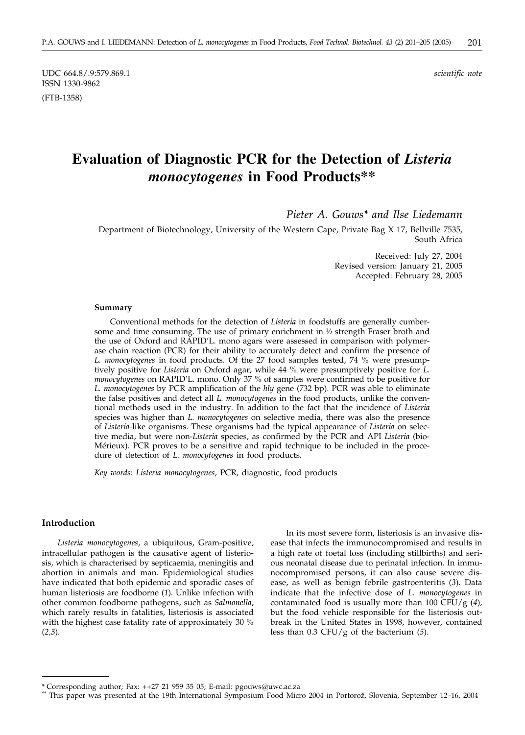UDC 664.8/.9:579.869.1
ISSN 1330-9862

*scientific note*

(FTB-1358)

# Evaluation of Diagnostic PCR for the Detection of *Listeria monocytogenes* in Food Products**

*Pieter A. Gouws\* and Ilse Liedemann*

Department of Biotechnology, University of the Western Cape, Private Bag X 17, Bellville 7535, South Africa

Received: July 27, 2004
Revised version: January 21, 2005
Accepted: February 28, 2005

### Summary

Conventional methods for the detection of *Listeria* in foodstuffs are generally cumbersome and time consuming. The use of primary enrichment in ½ strength Fraser broth and the use of Oxford and RAPID'L. mono agars were assessed in comparison with polymerase chain reaction (PCR) for their ability to accurately detect and confirm the presence of *L. monocytogenes* in food products. Of the 27 food samples tested, 74 % were presumptively positive for *Listeria* on Oxford agar, while 44 % were presumptively positive for *L. monocytogenes* on RAPID'L. mono. Only 37 % of samples were confirmed to be positive for *L. monocytogenes* by PCR amplification of the *hly* gene (732 bp). PCR was able to eliminate the false positives and detect all *L. monocytogenes* in the food products, unlike the conventional methods used in the industry. In addition to the fact that the incidence of *Listeria* species was higher than *L. monocytogenes* on selective media, there was also the presence of *Listeria*-like organisms. These organisms had the typical appearance of *Listeria* on selective media, but were non-*Listeria* species, as confirmed by the PCR and API *Listeria* (bioMérieux). PCR proves to be a sensitive and rapid technique to be included in the procedure of detection of *L. monocytogenes* in food products.

*Key words*: *Listeria monocytogenes*, PCR, diagnostic, food products

## Introduction

*Listeria monocytogenes*, a ubiquitous, Gram-positive, intracellular pathogen is the causative agent of listeriosis, which is characterised by septicaemia, meningitis and abortion in animals and man. Epidemiological studies have indicated that both epidemic and sporadic cases of human listeriosis are foodborne (*1*). Unlike infection with other common foodborne pathogens, such as *Salmonella*, which rarely results in fatalities, listeriosis is associated with the highest case fatality rate of approximately 30 % (*2,3*).

In its most severe form, listeriosis is an invasive disease that infects the immunocompromised and results in a high rate of foetal loss (including stillbirths) and serious neonatal disease due to perinatal infection. In immunocompromised persons, it can also cause severe disease, as well as benign febrile gastroenteritis (*3*). Data indicate that the infective dose of *L. monocytogenes* in contaminated food is usually more than 100 CFU/g (*4*), but the food vehicle responsible for the listeriosis outbreak in the United States in 1998, however, contained less than 0.3 CFU/g of the bacterium (*5*).

---

\* Corresponding author; Fax: ++27 21 959 35 05; E-mail: pgouws@uwc.ac.za

\*\* This paper was presented at the 19th International Symposium Food Micro 2004 in Portorož, Slovenia, September 12–16, 2004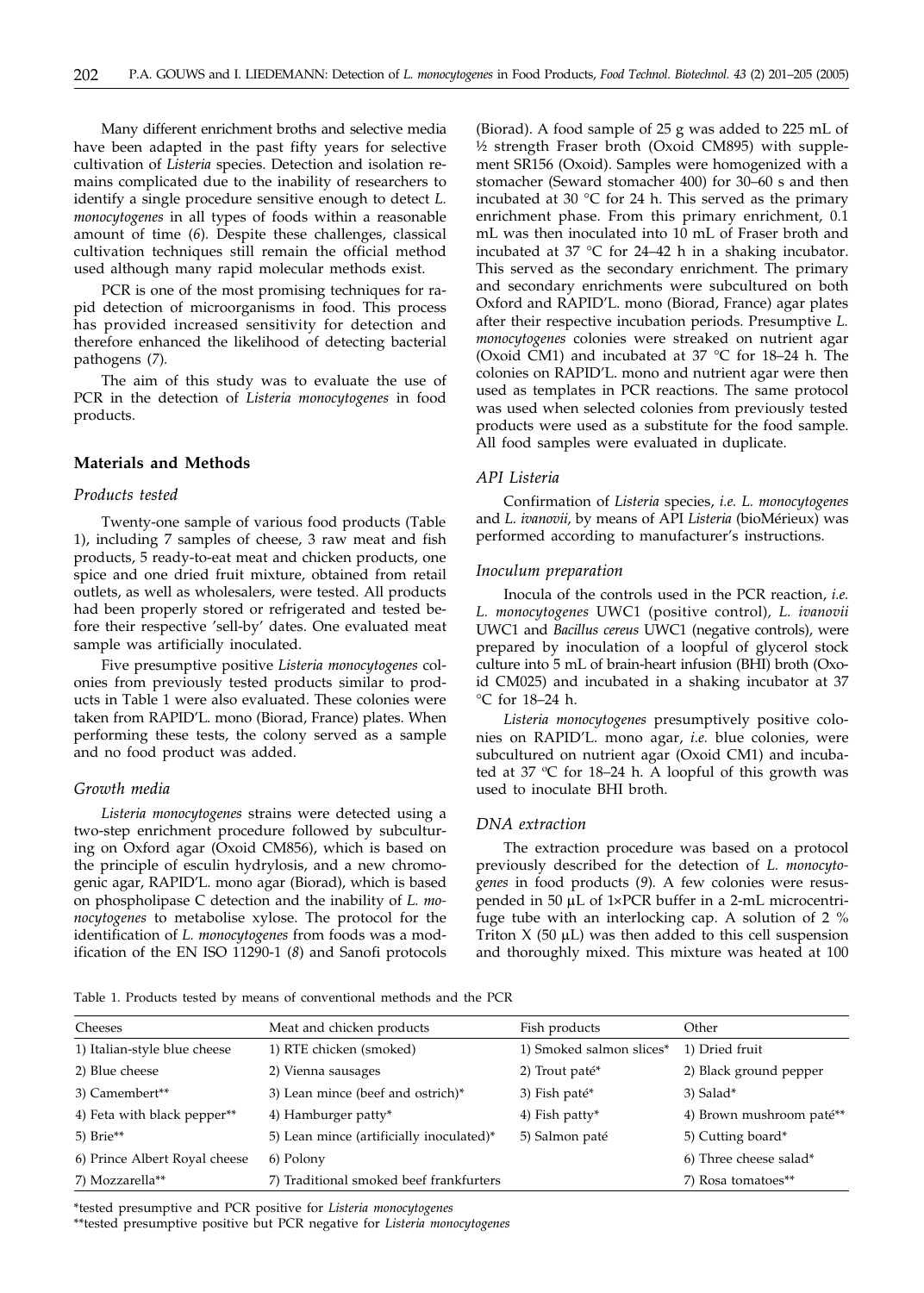Many different enrichment broths and selective media have been adapted in the past fifty years for selective cultivation of *Listeria* species. Detection and isolation remains complicated due to the inability of researchers to identify a single procedure sensitive enough to detect *L. monocytogenes* in all types of foods within a reasonable amount of time (*6*). Despite these challenges, classical cultivation techniques still remain the official method used although many rapid molecular methods exist.

PCR is one of the most promising techniques for rapid detection of microorganisms in food. This process has provided increased sensitivity for detection and therefore enhanced the likelihood of detecting bacterial pathogens (*7*).

The aim of this study was to evaluate the use of PCR in the detection of *Listeria monocytogenes* in food products.

## Materials and Methods

### Products tested

Twenty-one sample of various food products (Table 1), including 7 samples of cheese, 3 raw meat and fish products, 5 ready-to-eat meat and chicken products, one spice and one dried fruit mixture, obtained from retail outlets, as well as wholesalers, were tested. All products had been properly stored or refrigerated and tested before their respective 'sell-by' dates. One evaluated meat sample was artificially inoculated.

Five presumptive positive *Listeria monocytogenes* colonies from previously tested products similar to products in Table 1 were also evaluated. These colonies were taken from RAPID'L. mono (Biorad, France) plates. When performing these tests, the colony served as a sample and no food product was added.

### Growth media

*Listeria monocytogenes* strains were detected using a two-step enrichment procedure followed by subculturing on Oxford agar (Oxoid CM856), which is based on the principle of esculin hydrolysis, and a new chromogenic agar, RAPID'L. mono agar (Biorad), which is based on phospholipase C detection and the inability of *L. monocytogenes* to metabolise xylose. The protocol for the identification of *L. monocytogenes* from foods was a modification of the EN ISO 11290-1 (*8*) and Sanofi protocols (Biorad). A food sample of 25 g was added to 225 mL of ½ strength Fraser broth (Oxoid CM895) with supplement SR156 (Oxoid). Samples were homogenized with a stomacher (Seward stomacher 400) for 30–60 s and then incubated at 30 °C for 24 h. This served as the primary enrichment phase. From this primary enrichment, 0.1 mL was then inoculated into 10 mL of Fraser broth and incubated at 37 °C for 24–42 h in a shaking incubator. This served as the secondary enrichment. The primary and secondary enrichments were subcultured on both Oxford and RAPID'L. mono (Biorad, France) agar plates after their respective incubation periods. Presumptive *L. monocytogenes* colonies were streaked on nutrient agar (Oxoid CM1) and incubated at 37 °C for 18–24 h. The colonies on RAPID'L. mono and nutrient agar were then used as templates in PCR reactions. The same protocol was used when selected colonies from previously tested products were used as a substitute for the food sample. All food samples were evaluated in duplicate.

### API Listeria

Confirmation of *Listeria* species, *i.e. L. monocytogenes* and *L. ivanovii*, by means of API *Listeria* (bioMérieux) was performed according to manufacturer's instructions.

### Inoculum preparation

Inocula of the controls used in the PCR reaction, *i.e. L. monocytogenes* UWC1 (positive control), *L. ivanovii* UWC1 and *Bacillus cereus* UWC1 (negative controls), were prepared by inoculation of a loopful of glycerol stock culture into 5 mL of brain-heart infusion (BHI) broth (Oxoid CM025) and incubated in a shaking incubator at 37 °C for 18–24 h.

*Listeria monocytogenes* presumptively positive colonies on RAPID'L. mono agar, *i.e.* blue colonies, were subcultured on nutrient agar (Oxoid CM1) and incubated at 37 ºC for 18–24 h. A loopful of this growth was used to inoculate BHI broth.

### DNA extraction

The extraction procedure was based on a protocol previously described for the detection of *L. monocytogenes* in food products (*9*). A few colonies were resuspended in 50 μL of 1×PCR buffer in a 2-mL microcentrifuge tube with an interlocking cap. A solution of 2 % Triton X (50 μL) was then added to this cell suspension and thoroughly mixed. This mixture was heated at 100

Table 1. Products tested by means of conventional methods and the PCR

| Cheeses | Meat and chicken products | Fish products | Other |
|---|---|---|---|
| 1) Italian-style blue cheese | 1) RTE chicken (smoked) | 1) Smoked salmon slices* | 1) Dried fruit |
| 2) Blue cheese | 2) Vienna sausages | 2) Trout paté* | 2) Black ground pepper |
| 3) Camembert** | 3) Lean mince (beef and ostrich)* | 3) Fish paté* | 3) Salad* |
| 4) Feta with black pepper** | 4) Hamburger patty* | 4) Fish patty* | 4) Brown mushroom paté** |
| 5) Brie** | 5) Lean mince (artificially inoculated)* | 5) Salmon paté | 5) Cutting board* |
| 6) Prince Albert Royal cheese | 6) Polony | | 6) Three cheese salad* |
| 7) Mozzarella** | 7) Traditional smoked beef frankfurters | | 7) Rosa tomatoes** |

*tested presumptive and PCR positive for *Listeria monocytogenes*

**tested presumptive positive but PCR negative for *Listeria monocytogenes*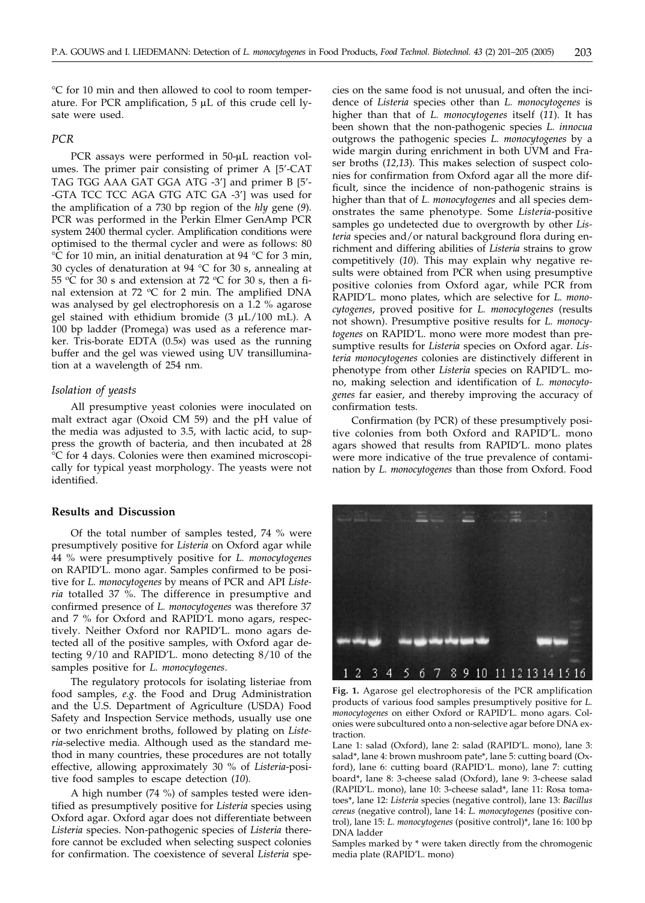°C for 10 min and then allowed to cool to room temperature. For PCR amplification, 5 μL of this crude cell lysate were used.

### *PCR*

PCR assays were performed in 50-μL reaction volumes. The primer pair consisting of primer A [5'-CAT TAG TGG AAA GAT GGA ATG -3'] and primer B [5'-GTA TCC TCC AGA GTG ATC GA -3'] was used for the amplification of a 730 bp region of the *hly* gene (*9*). PCR was performed in the Perkin Elmer GenAmp PCR system 2400 thermal cycler. Amplification conditions were optimised to the thermal cycler and were as follows: 80 °C for 10 min, an initial denaturation at 94 °C for 3 min, 30 cycles of denaturation at 94 °C for 30 s, annealing at 55 °C for 30 s and extension at 72 °C for 30 s, then a final extension at 72 °C for 2 min. The amplified DNA was analysed by gel electrophoresis on a 1.2 % agarose gel stained with ethidium bromide (3 μL/100 mL). A 100 bp ladder (Promega) was used as a reference marker. Tris-borate EDTA (0.5×) was used as the running buffer and the gel was viewed using UV transillumination at a wavelength of 254 nm.

### *Isolation of yeasts*

All presumptive yeast colonies were inoculated on malt extract agar (Oxoid CM 59) and the pH value of the media was adjusted to 3.5, with lactic acid, to suppress the growth of bacteria, and then incubated at 28 °C for 4 days. Colonies were then examined microscopically for typical yeast morphology. The yeasts were not identified.

## Results and Discussion

Of the total number of samples tested, 74 % were presumptively positive for *Listeria* on Oxford agar while 44 % were presumptively positive for *L. monocytogenes* on RAPID'L. mono agar. Samples confirmed to be positive for *L. monocytogenes* by means of PCR and API *Listeria* totalled 37 %. The difference in presumptive and confirmed presence of *L. monocytogenes* was therefore 37 and 7 % for Oxford and RAPID'L mono agars, respectively. Neither Oxford nor RAPID'L. mono agars detected all of the positive samples, with Oxford agar detecting 9/10 and RAPID'L. mono detecting 8/10 of the samples positive for *L. monocytogenes*.

The regulatory protocols for isolating listeriae from food samples, *e.g*. the Food and Drug Administration and the U.S. Department of Agriculture (USDA) Food Safety and Inspection Service methods, usually use one or two enrichment broths, followed by plating on *Listeria*-selective media. Although used as the standard method in many countries, these procedures are not totally effective, allowing approximately 30 % of *Listeria*-positive food samples to escape detection (*10*).

A high number (74 %) of samples tested were identified as presumptively positive for *Listeria* species using Oxford agar. Oxford agar does not differentiate between *Listeria* species. Non-pathogenic species of *Listeria* therefore cannot be excluded when selecting suspect colonies for confirmation. The coexistence of several *Listeria* species on the same food is not unusual, and often the incidence of *Listeria* species other than *L. monocytogenes* is higher than that of *L. monocytogenes* itself (*11*). It has been shown that the non-pathogenic species *L. innocua* outgrows the pathogenic species *L. monocytogenes* by a wide margin during enrichment in both UVM and Fraser broths (*12,13*). This makes selection of suspect colonies for confirmation from Oxford agar all the more difficult, since the incidence of non-pathogenic strains is higher than that of *L. monocytogenes* and all species demonstrates the same phenotype. Some *Listeria*-positive samples go undetected due to overgrowth by other *Listeria* species and/or natural background flora during enrichment and differing abilities of *Listeria* strains to grow competitively (*10*). This may explain why negative results were obtained from PCR when using presumptive positive colonies from Oxford agar, while PCR from RAPID'L. mono plates, which are selective for *L. monocytogenes*, proved positive for *L. monocytogenes* (results not shown). Presumptive positive results for *L. monocytogenes* on RAPID'L. mono were more modest than presumptive results for *Listeria* species on Oxford agar. *Listeria monocytogenes* colonies are distinctively different in phenotype from other *Listeria* species on RAPID'L. mono, making selection and identification of *L. monocytogenes* far easier, and thereby improving the accuracy of confirmation tests.

Confirmation (by PCR) of these presumptively positive colonies from both Oxford and RAPID'L. mono agars showed that results from RAPID'L. mono plates were more indicative of the true prevalence of contamination by *L. monocytogenes* than those from Oxford. Food

**Fig. 1.** Agarose gel electrophoresis of the PCR amplification products of various food samples presumptively positive for *L. monocytogenes* on either Oxford or RAPID'L. mono agars. Colonies were subcultured onto a non-selective agar before DNA extraction.

Lane 1: salad (Oxford), lane 2: salad (RAPID'L. mono), lane 3: salad*, lane 4: brown mushroom pate*, lane 5: cutting board (Oxford), lane 6: cutting board (RAPID'L. mono), lane 7: cutting board*, lane 8: 3-cheese salad (Oxford), lane 9: 3-cheese salad (RAPID'L. mono), lane 10: 3-cheese salad*, lane 11: Rosa tomatoes*, lane 12: *Listeria* species (negative control), lane 13: *Bacillus cereus* (negative control), lane 14: *L. monocytogenes* (positive control), lane 15: *L. monocytogenes* (positive control)*, lane 16: 100 bp DNA ladder

Samples marked by * were taken directly from the chromogenic media plate (RAPID'L. mono)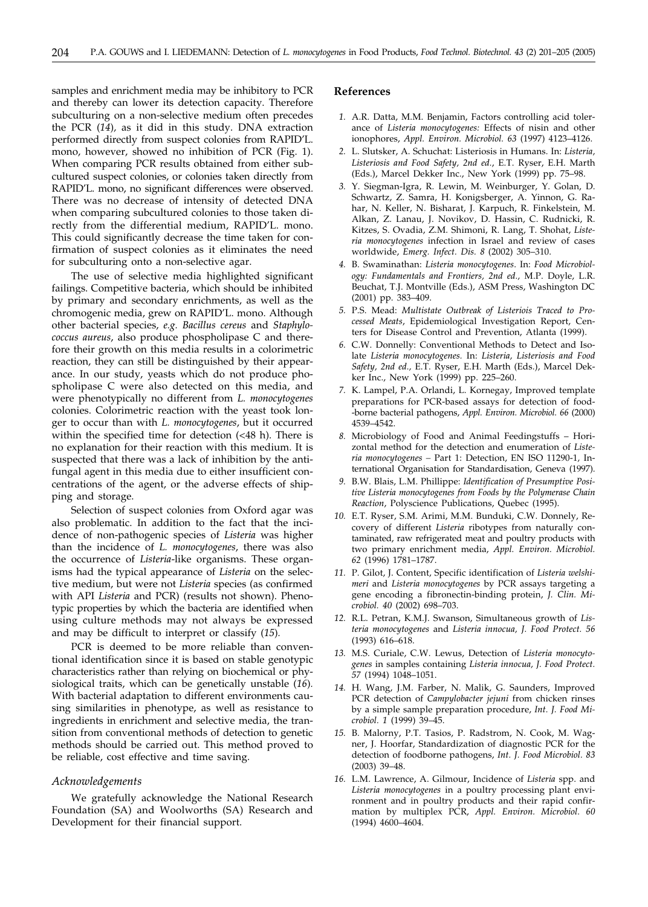samples and enrichment media may be inhibitory to PCR and thereby can lower its detection capacity. Therefore subculturing on a non-selective medium often precedes the PCR (*14*), as it did in this study. DNA extraction performed directly from suspect colonies from RAPID'L. mono, however, showed no inhibition of PCR (Fig. 1). When comparing PCR results obtained from either subcultured suspect colonies, or colonies taken directly from RAPID'L. mono, no significant differences were observed. There was no decrease of intensity of detected DNA when comparing subcultured colonies to those taken directly from the differential medium, RAPID'L. mono. This could significantly decrease the time taken for confirmation of suspect colonies as it eliminates the need for subculturing onto a non-selective agar.

The use of selective media highlighted significant failings. Competitive bacteria, which should be inhibited by primary and secondary enrichments, as well as the chromogenic media, grew on RAPID'L. mono. Although other bacterial species, *e.g. Bacillus cereus* and *Staphylococcus aureus*, also produce phospholipase C and therefore their growth on this media results in a colorimetric reaction, they can still be distinguished by their appearance. In our study, yeasts which do not produce phospholipase C were also detected on this media, and were phenotypically no different from *L. monocytogenes* colonies. Colorimetric reaction with the yeast took longer to occur than with *L. monocytogenes*, but it occurred within the specified time for detection (<48 h). There is no explanation for their reaction with this medium. It is suspected that there was a lack of inhibition by the antifungal agent in this media due to either insufficient concentrations of the agent, or the adverse effects of shipping and storage.

Selection of suspect colonies from Oxford agar was also problematic. In addition to the fact that the incidence of non-pathogenic species of *Listeria* was higher than the incidence of *L. monocytogenes*, there was also the occurrence of *Listeria*-like organisms. These organisms had the typical appearance of *Listeria* on the selective medium, but were not *Listeria* species (as confirmed with API *Listeria* and PCR) (results not shown). Phenotypic properties by which the bacteria are identified when using culture methods may not always be expressed and may be difficult to interpret or classify (*15*).

PCR is deemed to be more reliable than conventional identification since it is based on stable genotypic characteristics rather than relying on biochemical or physiological traits, which can be genetically unstable (*16*). With bacterial adaptation to different environments causing similarities in phenotype, as well as resistance to ingredients in enrichment and selective media, the transition from conventional methods of detection to genetic methods should be carried out. This method proved to be reliable, cost effective and time saving.

### *Acknowledgements*

We gratefully acknowledge the National Research Foundation (SA) and Woolworths (SA) Research and Development for their financial support.

## References

1. A.R. Datta, M.M. Benjamin, Factors controlling acid tolerance of *Listeria monocytogenes:* Effects of nisin and other ionophores, *Appl. Environ. Microbiol. 63* (1997) 4123–4126.
2. L. Slutsker, A. Schuchat: Listeriosis in Humans. In: *Listeria, Listeriosis and Food Safety, 2nd ed.*, E.T. Ryser, E.H. Marth (Eds.), Marcel Dekker Inc., New York (1999) pp. 75–98.
3. Y. Siegman-Igra, R. Lewin, M. Weinburger, Y. Golan, D. Schwartz, Z. Samra, H. Konigsberger, A. Yinnon, G. Rahar, N. Keller, N. Bisharat, J. Karpuch, R. Finkelstein, M. Alkan, Z. Lanau, J. Novikov, D. Hassin, C. Rudnicki, R. Kitzes, S. Ovadia, Z.M. Shimoni, R. Lang, T. Shohat, *Listeria monocytogenes* infection in Israel and review of cases worldwide, *Emerg. Infect. Dis. 8* (2002) 305–310.
4. B. Swaminathan: *Listeria monocytogenes*. In: *Food Microbiology: Fundamentals and Frontiers, 2nd ed.*, M.P. Doyle, L.R. Beuchat, T.J. Montville (Eds.), ASM Press, Washington DC (2001) pp. 383–409.
5. P.S. Mead: *Multistate Outbreak of Listeriois Traced to Processed Meats*, Epidemiological Investigation Report, Centers for Disease Control and Prevention, Atlanta (1999).
6. C.W. Donnelly: Conventional Methods to Detect and Isolate *Listeria monocytogenes.* In: *Listeria, Listeriosis and Food Safety, 2nd ed.*, E.T. Ryser, E.H. Marth (Eds.), Marcel Dekker Inc., New York (1999) pp. 225–260.
7. K. Lampel, P.A. Orlandi, L. Kornegay, Improved template preparations for PCR-based assays for detection of food-borne bacterial pathogens, *Appl. Environ. Microbiol. 66* (2000) 4539–4542.
8. Microbiology of Food and Animal Feedingstuffs – Horizontal method for the detection and enumeration of *Listeria monocytogenes* – Part 1: Detection, EN ISO 11290-1, International Organisation for Standardisation, Geneva (1997).
9. B.W. Blais, L.M. Phillippe: *Identification of Presumptive Positive Listeria monocytogenes from Foods by the Polymerase Chain Reaction*, Polyscience Publications, Quebec (1995).
10. E.T. Ryser, S.M. Arimi, M.M. Bunduki, C.W. Donnely, Recovery of different *Listeria* ribotypes from naturally contaminated, raw refrigerated meat and poultry products with two primary enrichment media, *Appl. Environ. Microbiol. 62* (1996) 1781–1787.
11. P. Gilot, J. Content, Specific identification of *Listeria welshimeri* and *Listeria monocytogenes* by PCR assays targeting a gene encoding a fibronectin-binding protein, *J. Clin. Microbiol. 40* (2002) 698–703.
12. R.L. Petran, K.M.J. Swanson, Simultaneous growth of *Listeria monocytogenes* and *Listeria innocua, J. Food Protect. 56* (1993) 616–618.
13. M.S. Curiale, C.W. Lewus, Detection of *Listeria monocytogenes* in samples containing *Listeria innocua, J. Food Protect. 57* (1994) 1048–1051.
14. H. Wang, J.M. Farber, N. Malik, G. Saunders, Improved PCR detection of *Campylobacter jejuni* from chicken rinses by a simple sample preparation procedure, *Int. J. Food Microbiol. 1* (1999) 39–45.
15. B. Malorny, P.T. Tasios, P. Radstrom, N. Cook, M. Wagner, J. Hoorfar, Standardization of diagnostic PCR for the detection of foodborne pathogens, *Int. J. Food Microbiol. 83* (2003) 39–48.
16. L.M. Lawrence, A. Gilmour, Incidence of *Listeria* spp. and *Listeria monocytogenes* in a poultry processing plant environment and in poultry products and their rapid confirmation by multiplex PCR, *Appl. Environ. Microbiol. 60* (1994) 4600–4604.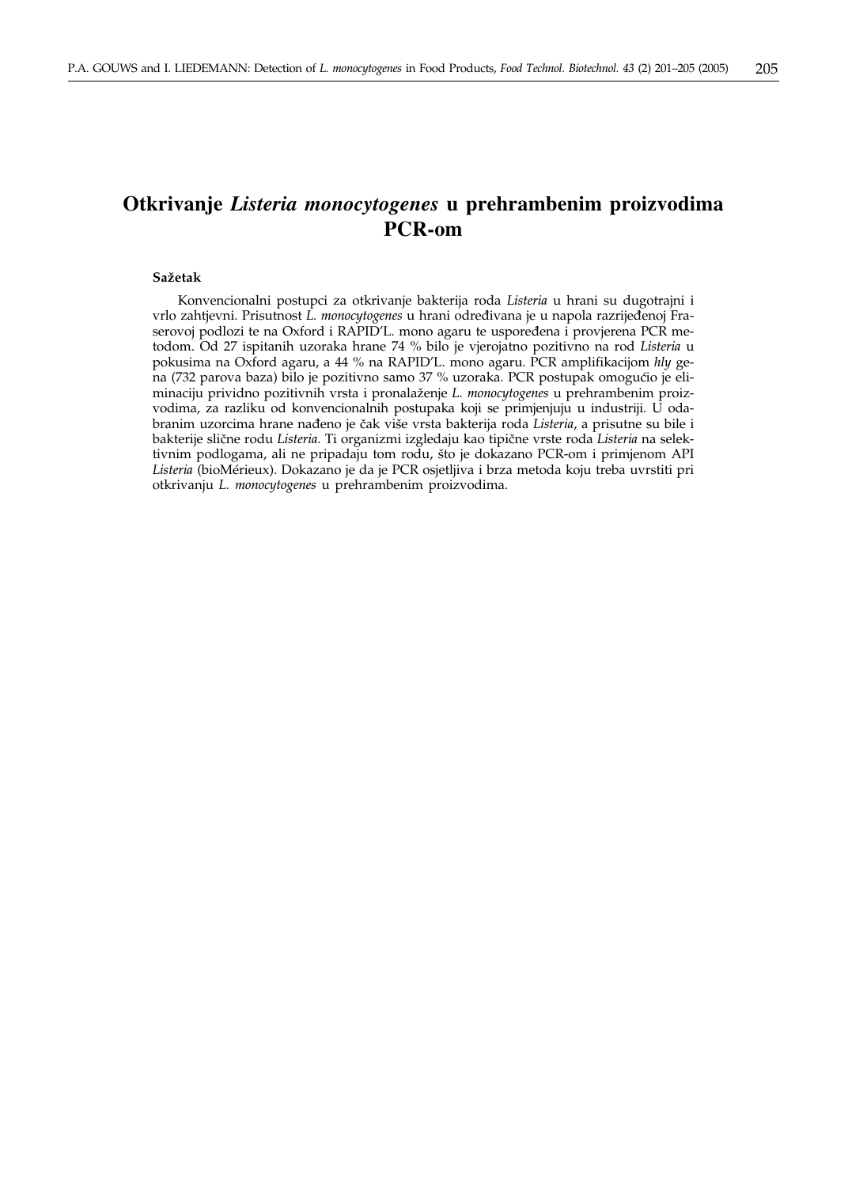# Otkrivanje *Listeria monocytogenes* u prehrambenim proizvodima PCR-om

**Sažetak**

Konvencionalni postupci za otkrivanje bakterija roda *Listeria* u hrani su dugotrajni i vrlo zahtjevni. Prisutnost *L. monocytogenes* u hrani određivana je u napola razrijeđenoj Fraserovoj podlozi te na Oxford i RAPID'L. mono agaru te uspoređena i provjerena PCR metodom. Od 27 ispitanih uzoraka hrane 74 % bilo je vjerojatno pozitivno na rod *Listeria* u pokusima na Oxford agaru, a 44 % na RAPID'L. mono agaru. PCR amplifikacijom *hly* gena (732 parova baza) bilo je pozitivno samo 37 % uzoraka. PCR postupak omogućio je eliminaciju prividno pozitivnih vrsta i pronalaženje *L. monocytogenes* u prehrambenim proizvodima, za razliku od konvencionalnih postupaka koji se primjenjuju u industriji. U odabranim uzorcima hrane nađeno je čak više vrsta bakterija roda *Listeria*, a prisutne su bile i bakterije slične rodu *Listeria*. Ti organizmi izgledaju kao tipične vrste roda *Listeria* na selektivnim podlogama, ali ne pripadaju tom rodu, što je dokazano PCR-om i primjenom API *Listeria* (bioMérieux). Dokazano je da je PCR osjetljiva i brza metoda koju treba uvrstiti pri otkrivanju *L. monocytogenes* u prehrambenim proizvodima.